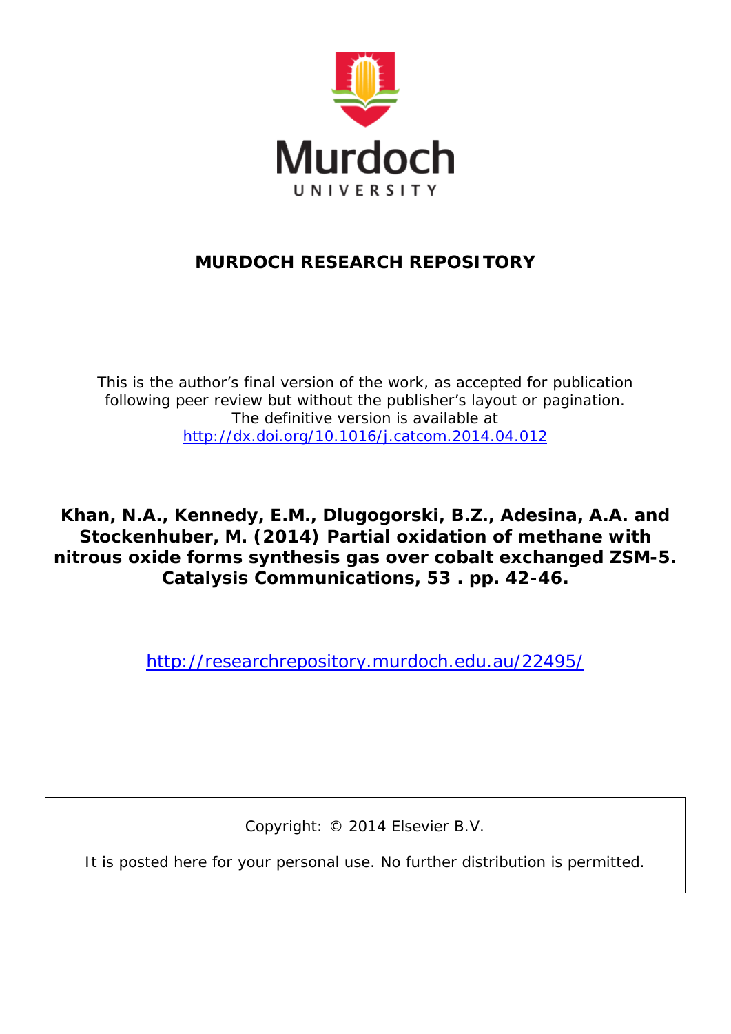Murdoch
UNIVERSITY

## MURDOCH RESEARCH REPOSITORY

This is the author's final version of the work, as accepted for publication following peer review but without the publisher's layout or pagination. The definitive version is available at http://dx.doi.org/10.1016/j.catcom.2014.04.012

**Khan, N.A., Kennedy, E.M., Dlugogorski, B.Z., Adesina, A.A. and Stockenhuber, M. (2014) Partial oxidation of methane with nitrous oxide forms synthesis gas over cobalt exchanged ZSM-5. Catalysis Communications, 53 . pp. 42-46.**

http://researchrepository.murdoch.edu.au/22495/

Copyright: © 2014 Elsevier B.V.

It is posted here for your personal use. No further distribution is permitted.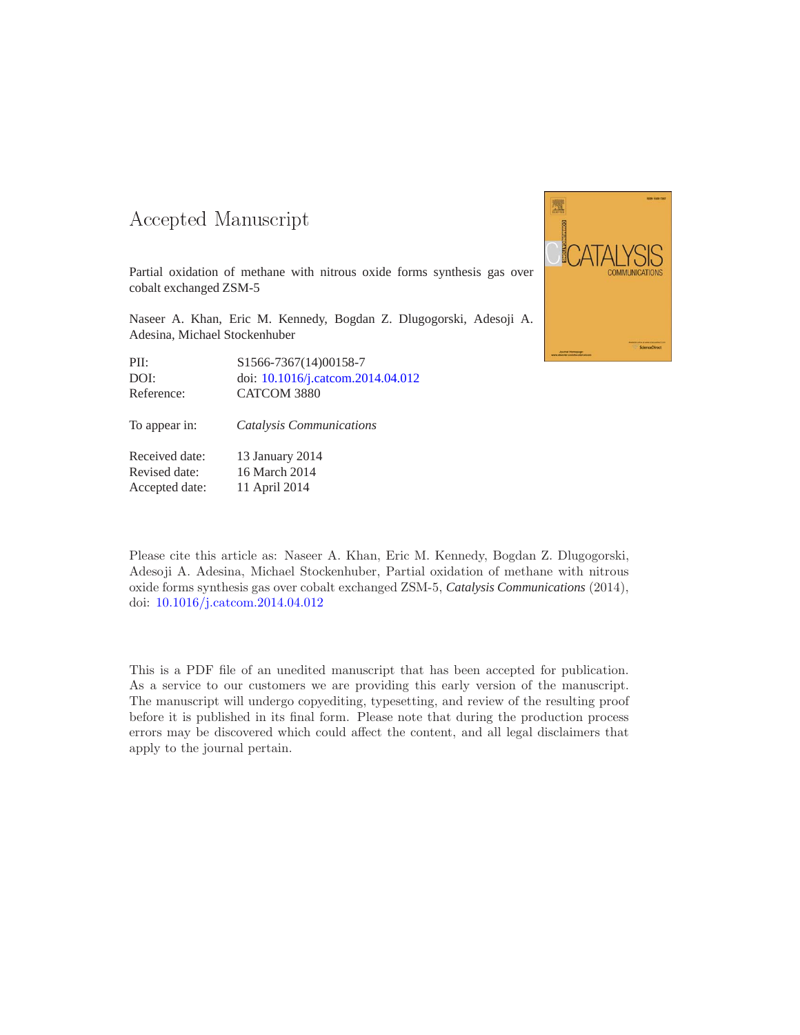# Accepted Manuscript

Partial oxidation of methane with nitrous oxide forms synthesis gas over cobalt exchanged ZSM-5

Naseer A. Khan, Eric M. Kennedy, Bogdan Z. Dlugogorski, Adesoji A. Adesina, Michael Stockenhuber

| | |
|---|---|
| PII: | S1566-7367(14)00158-7 |
| DOI: | doi: 10.1016/j.catcom.2014.04.012 |
| Reference: | CATCOM 3880 |
| To appear in: | *Catalysis Communications* |
| Received date: | 13 January 2014 |
| Revised date: | 16 March 2014 |
| Accepted date: | 11 April 2014 |

Please cite this article as: Naseer A. Khan, Eric M. Kennedy, Bogdan Z. Dlugogorski, Adesoji A. Adesina, Michael Stockenhuber, Partial oxidation of methane with nitrous oxide forms synthesis gas over cobalt exchanged ZSM-5, *Catalysis Communications* (2014), doi: 10.1016/j.catcom.2014.04.012

This is a PDF file of an unedited manuscript that has been accepted for publication. As a service to our customers we are providing this early version of the manuscript. The manuscript will undergo copyediting, typesetting, and review of the resulting proof before it is published in its final form. Please note that during the production process errors may be discovered which could affect the content, and all legal disclaimers that apply to the journal pertain.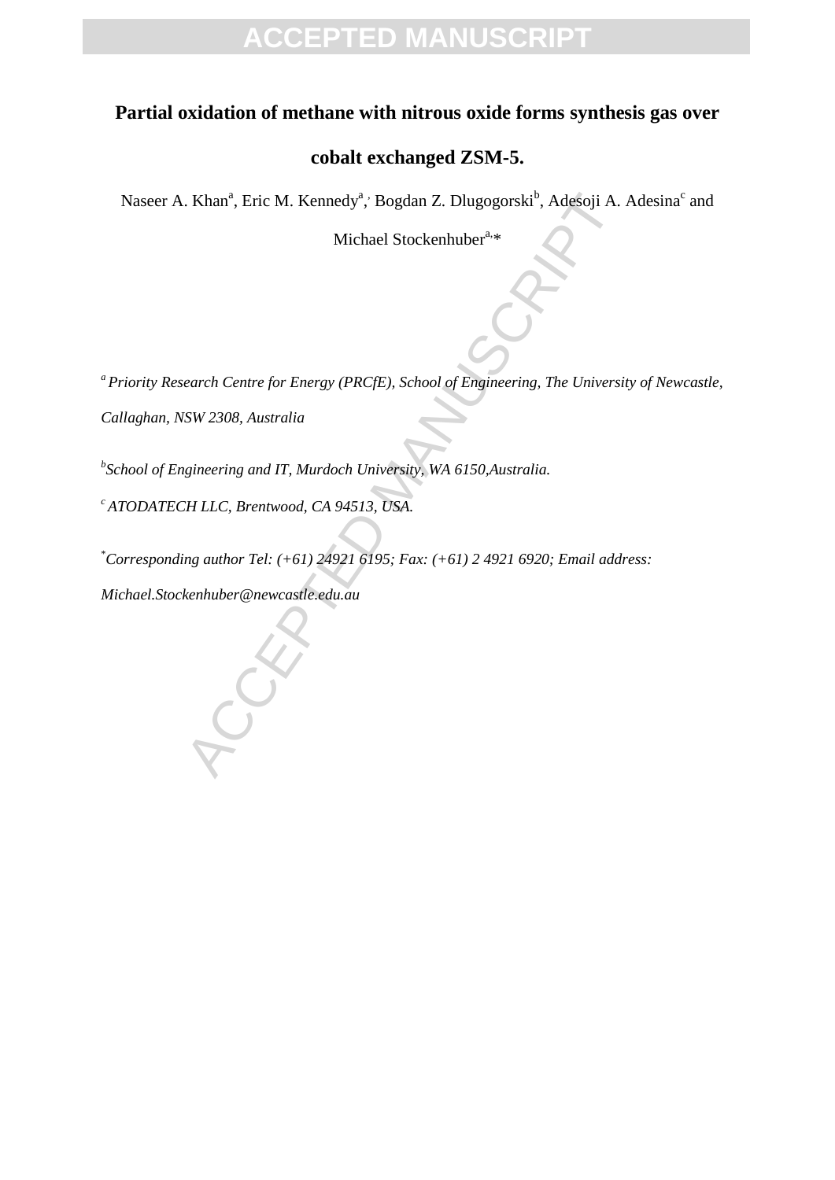# Partial oxidation of methane with nitrous oxide forms synthesis gas over cobalt exchanged ZSM-5.

Naseer A. Khan[a], Eric M. Kennedy[a], Bogdan Z. Dlugogorski[b], Adesoji A. Adesina[c] and Michael Stockenhuber[a,*]

[a] *Priority Research Centre for Energy (PRCfE), School of Engineering, The University of Newcastle, Callaghan, NSW 2308, Australia*

[b] *School of Engineering and IT, Murdoch University, WA 6150,Australia.*

[c] *ATODATECH LLC, Brentwood, CA 94513, USA.*

[*] *Corresponding author Tel: (+61) 24921 6195; Fax: (+61) 2 4921 6920; Email address: Michael.Stockenhuber@newcastle.edu.au*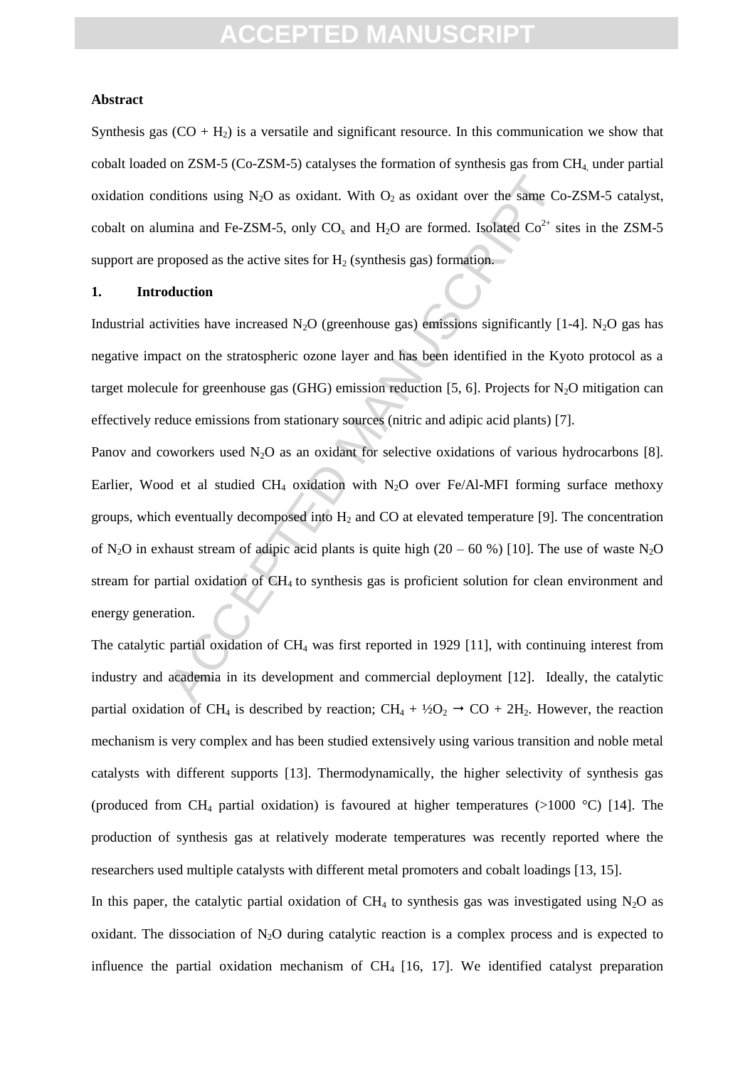**Abstract**

Synthesis gas ($CO + H_2$) is a versatile and significant resource. In this communication we show that cobalt loaded on ZSM-5 (Co-ZSM-5) catalyses the formation of synthesis gas from $CH_4$, under partial oxidation conditions using $N_2O$ as oxidant. With $O_2$ as oxidant over the same Co-ZSM-5 catalyst, cobalt on alumina and Fe-ZSM-5, only $CO_x$ and $H_2O$ are formed. Isolated $Co^{2+}$ sites in the ZSM-5 support are proposed as the active sites for $H_2$ (synthesis gas) formation.

## 1. Introduction

Industrial activities have increased $N_2O$ (greenhouse gas) emissions significantly [1-4]. $N_2O$ gas has negative impact on the stratospheric ozone layer and has been identified in the Kyoto protocol as a target molecule for greenhouse gas (GHG) emission reduction [5, 6]. Projects for $N_2O$ mitigation can effectively reduce emissions from stationary sources (nitric and adipic acid plants) [7].

Panov and coworkers used $N_2O$ as an oxidant for selective oxidations of various hydrocarbons [8]. Earlier, Wood et al studied $CH_4$ oxidation with $N_2O$ over Fe/Al-MFI forming surface methoxy groups, which eventually decomposed into $H_2$ and CO at elevated temperature [9]. The concentration of $N_2O$ in exhaust stream of adipic acid plants is quite high (20 – 60 %) [10]. The use of waste $N_2O$ stream for partial oxidation of $CH_4$ to synthesis gas is proficient solution for clean environment and energy generation.

The catalytic partial oxidation of $CH_4$ was first reported in 1929 [11], with continuing interest from industry and academia in its development and commercial deployment [12]. Ideally, the catalytic partial oxidation of $CH_4$ is described by reaction; $CH_4 + ½O_2 \rightarrow CO + 2H_2$. However, the reaction mechanism is very complex and has been studied extensively using various transition and noble metal catalysts with different supports [13]. Thermodynamically, the higher selectivity of synthesis gas (produced from $CH_4$ partial oxidation) is favoured at higher temperatures (>1000 °C) [14]. The production of synthesis gas at relatively moderate temperatures was recently reported where the researchers used multiple catalysts with different metal promoters and cobalt loadings [13, 15].

In this paper, the catalytic partial oxidation of $CH_4$ to synthesis gas was investigated using $N_2O$ as oxidant. The dissociation of $N_2O$ during catalytic reaction is a complex process and is expected to influence the partial oxidation mechanism of $CH_4$ [16, 17]. We identified catalyst preparation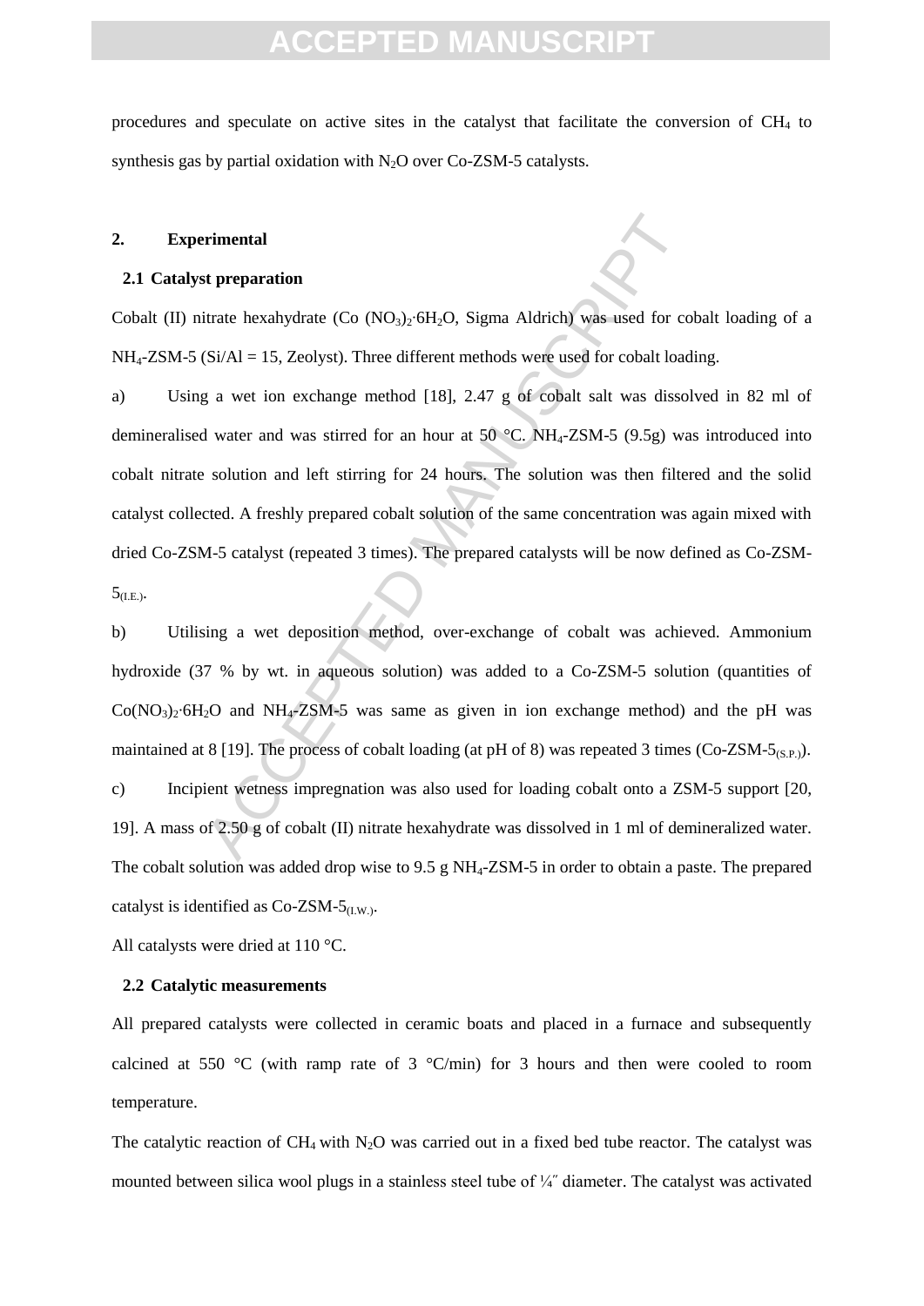procedures and speculate on active sites in the catalyst that facilitate the conversion of $CH_4$ to synthesis gas by partial oxidation with $N_2O$ over Co-ZSM-5 catalysts.

## 2. Experimental

### 2.1 Catalyst preparation

Cobalt (II) nitrate hexahydrate (Co $(NO_3)_2{\cdot}6H_2O$, Sigma Aldrich) was used for cobalt loading of a $NH_4$-ZSM-5 (Si/Al = 15, Zeolyst). Three different methods were used for cobalt loading.

a) Using a wet ion exchange method [18], 2.47 g of cobalt salt was dissolved in 82 ml of demineralised water and was stirred for an hour at 50 °C. $NH_4$-ZSM-5 (9.5g) was introduced into cobalt nitrate solution and left stirring for 24 hours. The solution was then filtered and the solid catalyst collected. A freshly prepared cobalt solution of the same concentration was again mixed with dried Co-ZSM-5 catalyst (repeated 3 times). The prepared catalysts will be now defined as Co-ZSM-$5_{(I.E.)}$.

b) Utilising a wet deposition method, over-exchange of cobalt was achieved. Ammonium hydroxide (37 % by wt. in aqueous solution) was added to a Co-ZSM-5 solution (quantities of $Co(NO_3)_2{\cdot}6H_2O$ and $NH_4$-ZSM-5 was same as given in ion exchange method) and the pH was maintained at 8 [19]. The process of cobalt loading (at pH of 8) was repeated 3 times (Co-ZSM-$5_{(S.P.)}$).

c) Incipient wetness impregnation was also used for loading cobalt onto a ZSM-5 support [20, 19]. A mass of 2.50 g of cobalt (II) nitrate hexahydrate was dissolved in 1 ml of demineralized water. The cobalt solution was added drop wise to 9.5 g $NH_4$-ZSM-5 in order to obtain a paste. The prepared catalyst is identified as Co-ZSM-$5_{(I.W.)}$.

All catalysts were dried at 110 °C.

### 2.2 Catalytic measurements

All prepared catalysts were collected in ceramic boats and placed in a furnace and subsequently calcined at 550 °C (with ramp rate of 3 °C/min) for 3 hours and then were cooled to room temperature.

The catalytic reaction of $CH_4$ with $N_2O$ was carried out in a fixed bed tube reactor. The catalyst was mounted between silica wool plugs in a stainless steel tube of ¼″ diameter. The catalyst was activated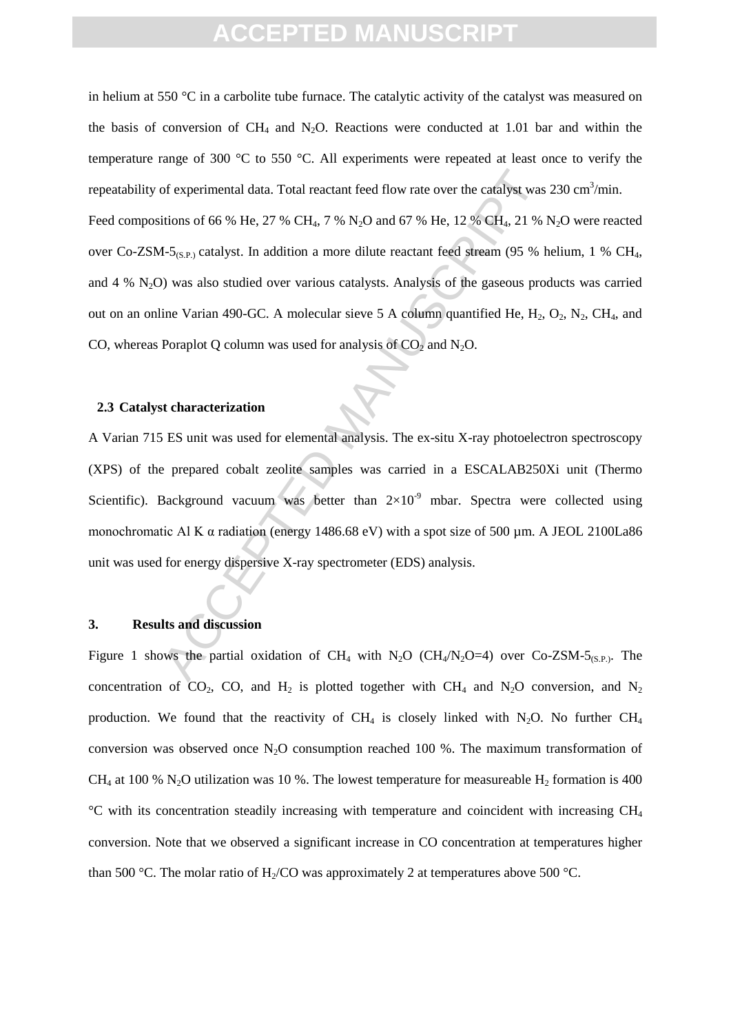in helium at 550 °C in a carbolite tube furnace. The catalytic activity of the catalyst was measured on the basis of conversion of $CH_4$ and $N_2O$. Reactions were conducted at 1.01 bar and within the temperature range of 300 °C to 550 °C. All experiments were repeated at least once to verify the repeatability of experimental data. Total reactant feed flow rate over the catalyst was 230 $cm^3$/min. Feed compositions of 66 % He, 27 % $CH_4$, 7 % $N_2O$ and 67 % He, 12 % $CH_4$, 21 % $N_2O$ were reacted over Co-ZSM-$5_{(S.P.)}$ catalyst. In addition a more dilute reactant feed stream (95 % helium, 1 % $CH_4$, and 4 % $N_2O$) was also studied over various catalysts. Analysis of the gaseous products was carried out on an online Varian 490-GC. A molecular sieve 5 A column quantified He, $H_2$, $O_2$, $N_2$, $CH_4$, and CO, whereas Poraplot Q column was used for analysis of $CO_2$ and $N_2O$.

### 2.3 Catalyst characterization

A Varian 715 ES unit was used for elemental analysis. The ex-situ X-ray photoelectron spectroscopy (XPS) of the prepared cobalt zeolite samples was carried in a ESCALAB250Xi unit (Thermo Scientific). Background vacuum was better than $2\times10^{-9}$ mbar. Spectra were collected using monochromatic Al K α radiation (energy 1486.68 eV) with a spot size of 500 µm. A JEOL 2100La86 unit was used for energy dispersive X-ray spectrometer (EDS) analysis.

## 3. Results and discussion

Figure 1 shows the partial oxidation of $CH_4$ with $N_2O$ ($CH_4/N_2O$=4) over Co-ZSM-$5_{(S.P.)}$. The concentration of $CO_2$, CO, and $H_2$ is plotted together with $CH_4$ and $N_2O$ conversion, and $N_2$ production. We found that the reactivity of $CH_4$ is closely linked with $N_2O$. No further $CH_4$ conversion was observed once $N_2O$ consumption reached 100 %. The maximum transformation of $CH_4$ at 100 % $N_2O$ utilization was 10 %. The lowest temperature for measureable $H_2$ formation is 400 °C with its concentration steadily increasing with temperature and coincident with increasing $CH_4$ conversion. Note that we observed a significant increase in CO concentration at temperatures higher than 500 °C. The molar ratio of $H_2$/CO was approximately 2 at temperatures above 500 °C.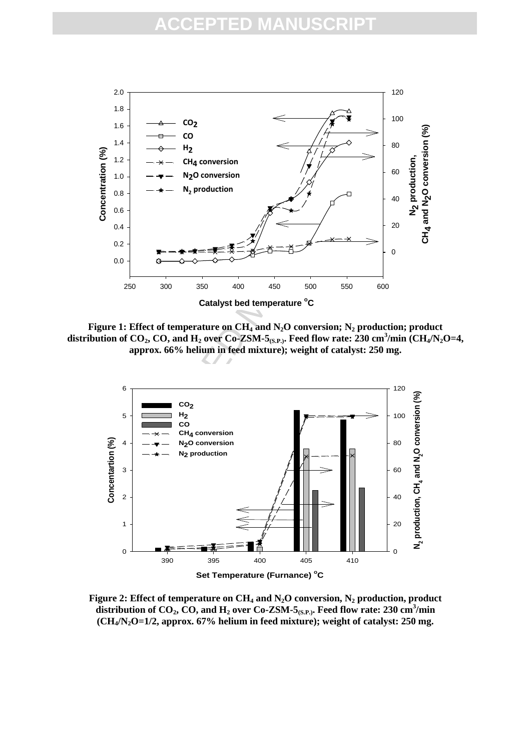**Figure 1: Effect of temperature on $CH_4$ and $N_2O$ conversion; $N_2$ production; product distribution of $CO_2$, CO, and $H_2$ over Co-ZSM-5$_{(S.P.)}$. Feed flow rate: 230 $cm^3$/min ($CH_4/N_2O=4$, approx. 66% helium in feed mixture); weight of catalyst: 250 mg.**

**Figure 2: Effect of temperature on $CH_4$ and $N_2O$ conversion, $N_2$ production, product distribution of $CO_2$, CO, and $H_2$ over Co-ZSM-5$_{(S.P.)}$. Feed flow rate: 230 $cm^3$/min ($CH_4/N_2O=1/2$, approx. 67% helium in feed mixture); weight of catalyst: 250 mg.**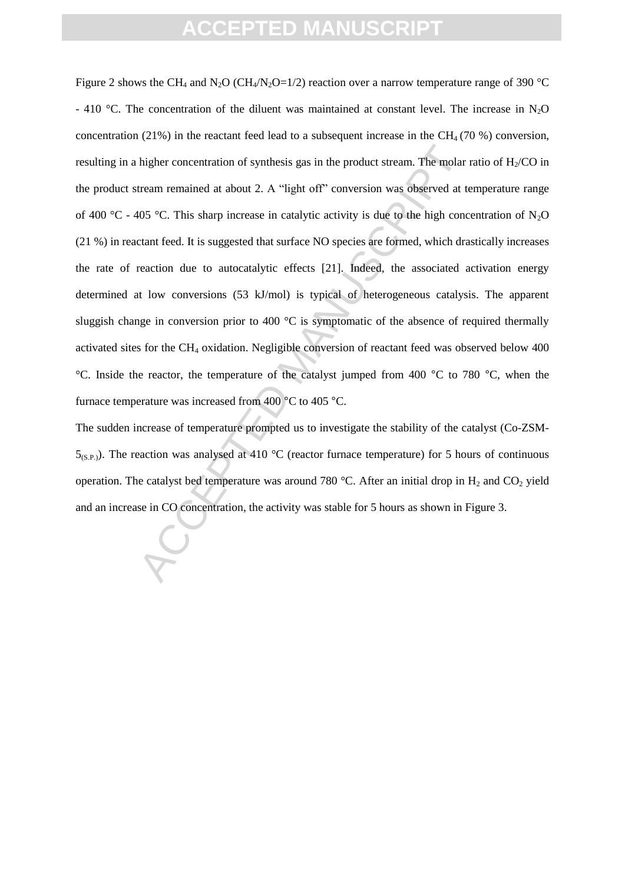Figure 2 shows the $CH_4$ and $N_2O$ ($CH_4/N_2O=1/2$) reaction over a narrow temperature range of 390 °C - 410 °C. The concentration of the diluent was maintained at constant level. The increase in $N_2O$ concentration (21%) in the reactant feed lead to a subsequent increase in the $CH_4$ (70 %) conversion, resulting in a higher concentration of synthesis gas in the product stream. The molar ratio of $H_2$/CO in the product stream remained at about 2. A "light off" conversion was observed at temperature range of 400 °C - 405 °C. This sharp increase in catalytic activity is due to the high concentration of $N_2O$ (21 %) in reactant feed. It is suggested that surface NO species are formed, which drastically increases the rate of reaction due to autocatalytic effects [21]. Indeed, the associated activation energy determined at low conversions (53 kJ/mol) is typical of heterogeneous catalysis. The apparent sluggish change in conversion prior to 400 °C is symptomatic of the absence of required thermally activated sites for the $CH_4$ oxidation. Negligible conversion of reactant feed was observed below 400 °C. Inside the reactor, the temperature of the catalyst jumped from 400 °C to 780 °C, when the furnace temperature was increased from 400 °C to 405 °C.

The sudden increase of temperature prompted us to investigate the stability of the catalyst (Co-ZSM-$5_{(S.P.)}$). The reaction was analysed at 410 °C (reactor furnace temperature) for 5 hours of continuous operation. The catalyst bed temperature was around 780 °C. After an initial drop in $H_2$ and $CO_2$ yield and an increase in CO concentration, the activity was stable for 5 hours as shown in Figure 3.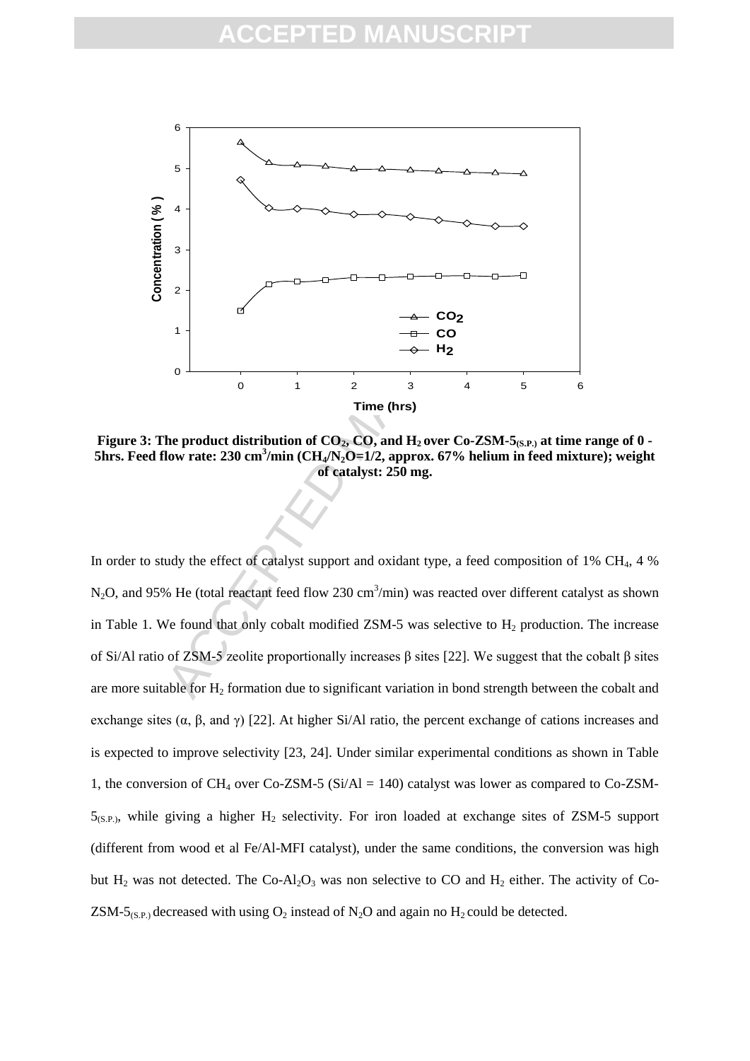**Figure 3: The product distribution of $CO_2$, CO, and $H_2$ over Co-ZSM-$5_{(S.P.)}$ at time range of 0 - 5hrs. Feed flow rate: 230 $cm^3$/min ($CH_4$/$N_2O$=1/2, approx. 67% helium in feed mixture); weight of catalyst: 250 mg.**

In order to study the effect of catalyst support and oxidant type, a feed composition of 1% $CH_4$, 4 % $N_2O$, and 95% He (total reactant feed flow 230 $cm^3$/min) was reacted over different catalyst as shown in Table 1. We found that only cobalt modified ZSM-5 was selective to $H_2$ production. The increase of Si/Al ratio of ZSM-5 zeolite proportionally increases β sites [22]. We suggest that the cobalt β sites are more suitable for $H_2$ formation due to significant variation in bond strength between the cobalt and exchange sites (α, β, and γ) [22]. At higher Si/Al ratio, the percent exchange of cations increases and is expected to improve selectivity [23, 24]. Under similar experimental conditions as shown in Table 1, the conversion of $CH_4$ over Co-ZSM-5 (Si/Al = 140) catalyst was lower as compared to Co-ZSM-$5_{(S.P.)}$, while giving a higher $H_2$ selectivity. For iron loaded at exchange sites of ZSM-5 support (different from wood et al Fe/Al-MFI catalyst), under the same conditions, the conversion was high but $H_2$ was not detected. The Co-$Al_2O_3$ was non selective to CO and $H_2$ either. The activity of Co-ZSM-$5_{(S.P.)}$ decreased with using $O_2$ instead of $N_2O$ and again no $H_2$ could be detected.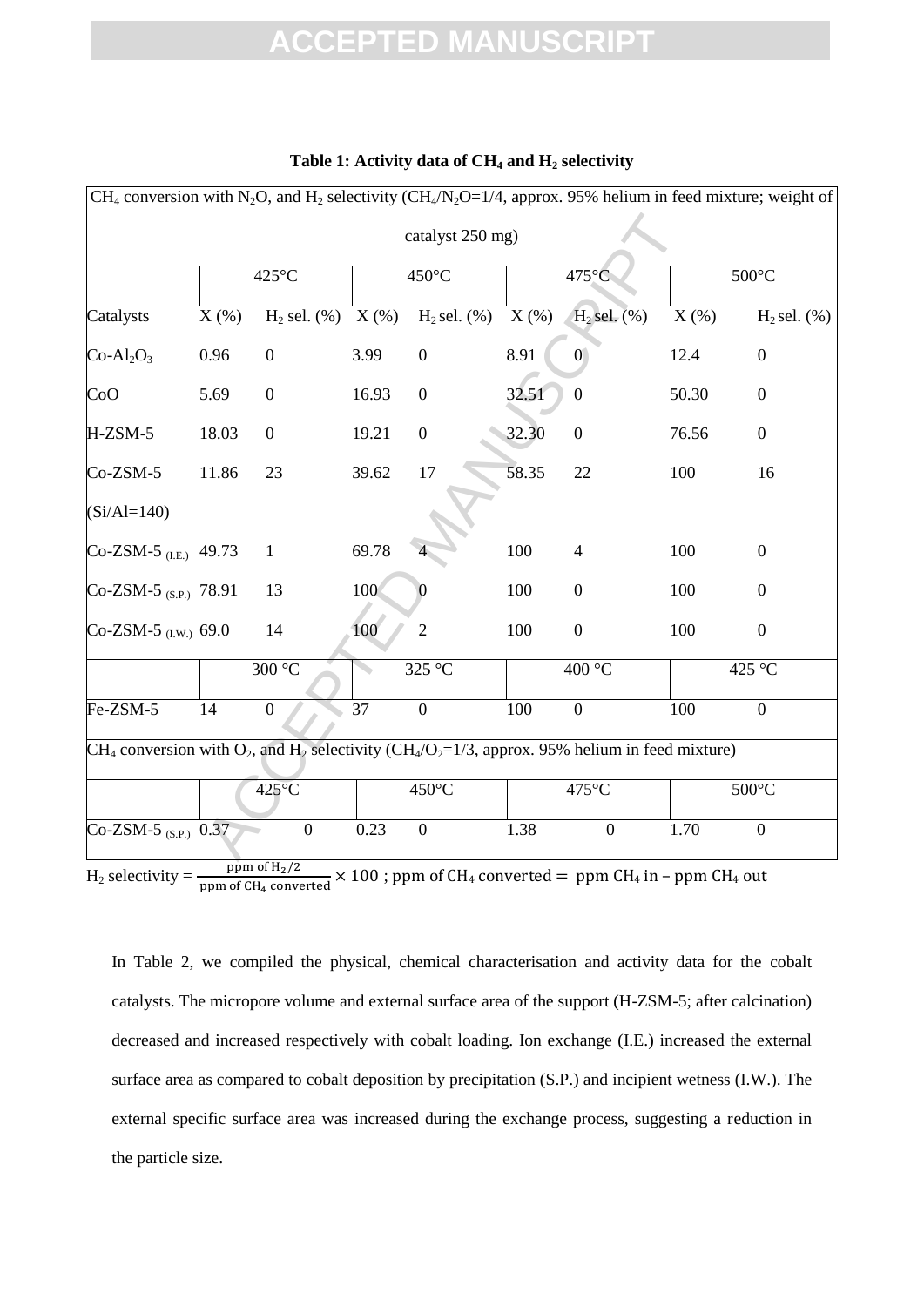**Table 1: Activity data of $CH_4$ and $H_2$ selectivity**

| $CH_4$ conversion with $N_2O$, and $H_2$ selectivity ($CH_4/N_2O$=1/4, approx. 95% helium in feed mixture; weight of catalyst 250 mg) | | | | | | | | |
|---|---|---|---|---|---|---|---|---|
| | 425°C | | 450°C | | 475°C | | 500°C | |
| Catalysts | X (%) | $H_2$ sel. (%) | X (%) | $H_2$ sel. (%) | X (%) | $H_2$ sel. (%) | X (%) | $H_2$ sel. (%) |
| $Co\text{-}Al_2O_3$ | 0.96 | 0 | 3.99 | 0 | 8.91 | 0 | 12.4 | 0 |
| CoO | 5.69 | 0 | 16.93 | 0 | 32.51 | 0 | 50.30 | 0 |
| H-ZSM-5 | 18.03 | 0 | 19.21 | 0 | 32.30 | 0 | 76.56 | 0 |
| Co-ZSM-5 (Si/Al=140) | 11.86 | 23 | 39.62 | 17 | 58.35 | 22 | 100 | 16 |
| Co-ZSM-5 $_{(I.E.)}$ | 49.73 | 1 | 69.78 | 4 | 100 | 4 | 100 | 0 |
| Co-ZSM-5 $_{(S.P.)}$ | 78.91 | 13 | 100 | 0 | 100 | 0 | 100 | 0 |
| Co-ZSM-5 $_{(I.W.)}$ | 69.0 | 14 | 100 | 2 | 100 | 0 | 100 | 0 |
| | 300 °C | | 325 °C | | 400 °C | | 425 °C | |
| Fe-ZSM-5 | 14 | 0 | 37 | 0 | 100 | 0 | 100 | 0 |
| $CH_4$ conversion with $O_2$, and $H_2$ selectivity ($CH_4/O_2$=1/3, approx. 95% helium in feed mixture) | | | | | | | | |
| | 425°C | | 450°C | | 475°C | | 500°C | |
| Co-ZSM-5 $_{(S.P.)}$ | 0.37 | 0 | 0.23 | 0 | 1.38 | 0 | 1.70 | 0 |

$H_2$ selectivity = $\frac{\text{ppm of } H_2/2}{\text{ppm of } CH_4 \text{ converted}} \times 100$ ; ppm of $CH_4$ converted = ppm $CH_4$ in – ppm $CH_4$ out

In Table 2, we compiled the physical, chemical characterisation and activity data for the cobalt catalysts. The micropore volume and external surface area of the support (H-ZSM-5; after calcination) decreased and increased respectively with cobalt loading. Ion exchange (I.E.) increased the external surface area as compared to cobalt deposition by precipitation (S.P.) and incipient wetness (I.W.). The external specific surface area was increased during the exchange process, suggesting a reduction in the particle size.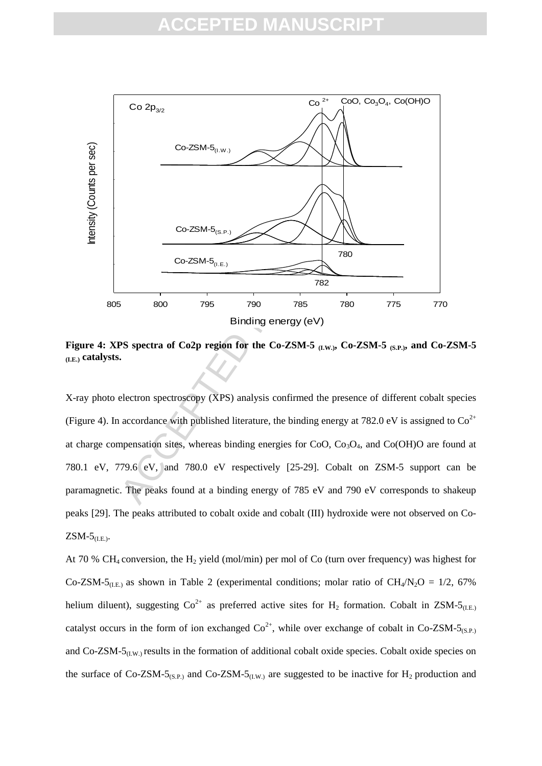**Figure 4: XPS spectra of Co2p region for the Co-ZSM-5 $_{(I.W.)}$, Co-ZSM-5 $_{(S.P.)}$, and Co-ZSM-5 $_{(I.E.)}$ catalysts.**

X-ray photo electron spectroscopy (XPS) analysis confirmed the presence of different cobalt species (Figure 4). In accordance with published literature, the binding energy at 782.0 eV is assigned to $Co^{2+}$ at charge compensation sites, whereas binding energies for CoO, $Co_3O_4$, and Co(OH)O are found at 780.1 eV, 779.6 eV, and 780.0 eV respectively [25-29]. Cobalt on ZSM-5 support can be paramagnetic. The peaks found at a binding energy of 785 eV and 790 eV corresponds to shakeup peaks [29]. The peaks attributed to cobalt oxide and cobalt (III) hydroxide were not observed on Co-ZSM-$5_{(I.E.)}$.

At 70 % $CH_4$ conversion, the $H_2$ yield (mol/min) per mol of Co (turn over frequency) was highest for Co-ZSM-$5_{(I.E.)}$ as shown in Table 2 (experimental conditions; molar ratio of $CH_4/N_2O = 1/2$, 67% helium diluent), suggesting $Co^{2+}$ as preferred active sites for $H_2$ formation. Cobalt in ZSM-$5_{(I.E.)}$ catalyst occurs in the form of ion exchanged $Co^{2+}$, while over exchange of cobalt in Co-ZSM-$5_{(S.P.)}$ and Co-ZSM-$5_{(I.W.)}$ results in the formation of additional cobalt oxide species. Cobalt oxide species on the surface of Co-ZSM-$5_{(S.P.)}$ and Co-ZSM-$5_{(I.W.)}$ are suggested to be inactive for $H_2$ production and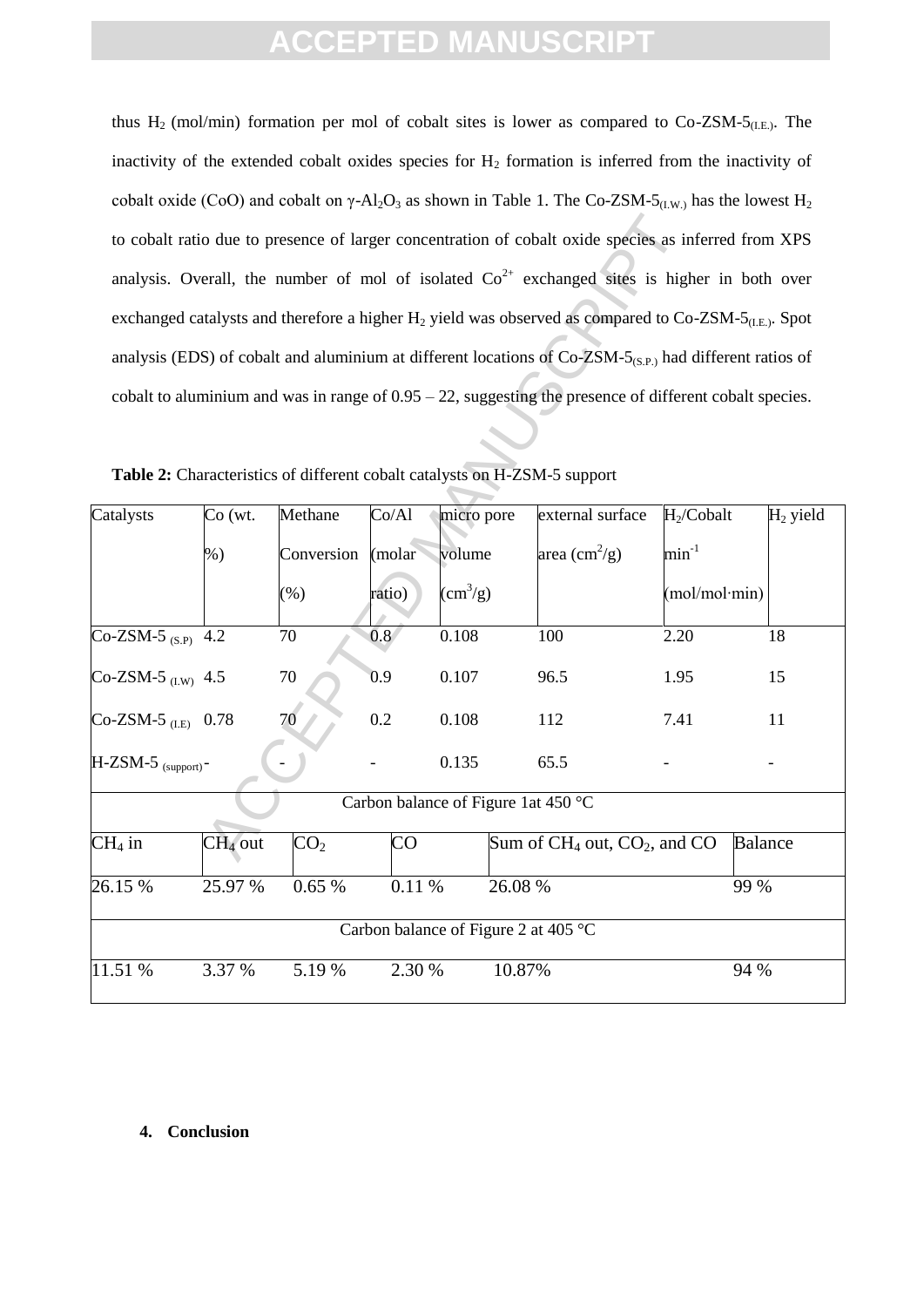thus $H_2$ (mol/min) formation per mol of cobalt sites is lower as compared to Co-ZSM-$5_{(I.E.)}$. The inactivity of the extended cobalt oxides species for $H_2$ formation is inferred from the inactivity of cobalt oxide (CoO) and cobalt on $\gamma$-$Al_2O_3$ as shown in Table 1. The Co-ZSM-$5_{(I.W.)}$ has the lowest $H_2$ to cobalt ratio due to presence of larger concentration of cobalt oxide species as inferred from XPS analysis. Overall, the number of mol of isolated $Co^{2+}$ exchanged sites is higher in both over exchanged catalysts and therefore a higher $H_2$ yield was observed as compared to Co-ZSM-$5_{(I.E.)}$. Spot analysis (EDS) of cobalt and aluminium at different locations of Co-ZSM-$5_{(S.P.)}$ had different ratios of cobalt to aluminium and was in range of 0.95 – 22, suggesting the presence of different cobalt species.

**Table 2:** Characteristics of different cobalt catalysts on H-ZSM-5 support

| Catalysts | Co (wt. %) | Methane Conversion (%) | Co/Al (molar ratio) | micro pore volume ($cm^3/g$) | external surface area ($cm^2/g$) | $H_2$/Cobalt $min^{-1}$ (mol/mol·min) | $H_2$ yield |
|---|---|---|---|---|---|---|---|
| Co-ZSM-5 $_{(S.P)}$ | 4.2 | 70 | 0.8 | 0.108 | 100 | 2.20 | 18 |
| Co-ZSM-5 $_{(I.W)}$ | 4.5 | 70 | 0.9 | 0.107 | 96.5 | 1.95 | 15 |
| Co-ZSM-5 $_{(I.E)}$ | 0.78 | 70 | 0.2 | 0.108 | 112 | 7.41 | 11 |
| H-ZSM-5 $_{(support)}$ | - | - | - | 0.135 | 65.5 | - | - |

Carbon balance of Figure 1at 450 °C

| $CH_4$ in | $CH_4$ out | $CO_2$ | CO | Sum of $CH_4$ out, $CO_2$, and CO | Balance |
|---|---|---|---|---|---|
| 26.15 % | 25.97 % | 0.65 % | 0.11 % | 26.08 % | 99 % |

Carbon balance of Figure 2 at 405 °C

| $CH_4$ in | $CH_4$ out | $CO_2$ | CO | Sum of $CH_4$ out, $CO_2$, and CO | Balance |
|---|---|---|---|---|---|
| 11.51 % | 3.37 % | 5.19 % | 2.30 % | 10.87% | 94 % |

## 4. Conclusion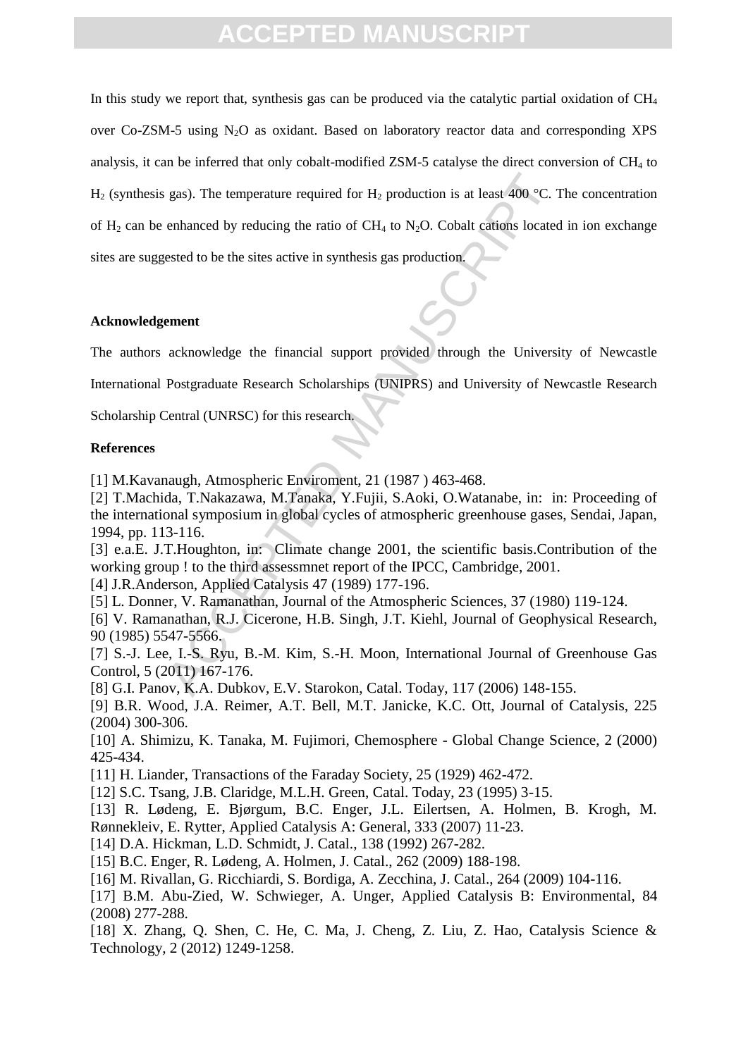In this study we report that, synthesis gas can be produced via the catalytic partial oxidation of $CH_4$ over Co-ZSM-5 using $N_2O$ as oxidant. Based on laboratory reactor data and corresponding XPS analysis, it can be inferred that only cobalt-modified ZSM-5 catalyse the direct conversion of $CH_4$ to $H_2$ (synthesis gas). The temperature required for $H_2$ production is at least 400 °C. The concentration of $H_2$ can be enhanced by reducing the ratio of $CH_4$ to $N_2O$. Cobalt cations located in ion exchange sites are suggested to be the sites active in synthesis gas production.

**Acknowledgement**

The authors acknowledge the financial support provided through the University of Newcastle International Postgraduate Research Scholarships (UNIPRS) and University of Newcastle Research Scholarship Central (UNRSC) for this research.

**References**

[1] M.Kavanaugh, Atmospheric Enviroment, 21 (1987 ) 463-468.

[2] T.Machida, T.Nakazawa, M.Tanaka, Y.Fujii, S.Aoki, O.Watanabe, in: in: Proceeding of the international symposium in global cycles of atmospheric greenhouse gases, Sendai, Japan, 1994, pp. 113-116.

[3] e.a.E. J.T.Houghton, in: Climate change 2001, the scientific basis.Contribution of the working group ! to the third assessmnet report of the IPCC, Cambridge, 2001.

[4] J.R.Anderson, Applied Catalysis 47 (1989) 177-196.

[5] L. Donner, V. Ramanathan, Journal of the Atmospheric Sciences, 37 (1980) 119-124.

[6] V. Ramanathan, R.J. Cicerone, H.B. Singh, J.T. Kiehl, Journal of Geophysical Research, 90 (1985) 5547-5566.

[7] S.-J. Lee, I.-S. Ryu, B.-M. Kim, S.-H. Moon, International Journal of Greenhouse Gas Control, 5 (2011) 167-176.

[8] G.I. Panov, K.A. Dubkov, E.V. Starokon, Catal. Today, 117 (2006) 148-155.

[9] B.R. Wood, J.A. Reimer, A.T. Bell, M.T. Janicke, K.C. Ott, Journal of Catalysis, 225 (2004) 300-306.

[10] A. Shimizu, K. Tanaka, M. Fujimori, Chemosphere - Global Change Science, 2 (2000) 425-434.

[11] H. Liander, Transactions of the Faraday Society, 25 (1929) 462-472.

[12] S.C. Tsang, J.B. Claridge, M.L.H. Green, Catal. Today, 23 (1995) 3-15.

[13] R. Lødeng, E. Bjørgum, B.C. Enger, J.L. Eilertsen, A. Holmen, B. Krogh, M. Rønnekleiv, E. Rytter, Applied Catalysis A: General, 333 (2007) 11-23.

[14] D.A. Hickman, L.D. Schmidt, J. Catal., 138 (1992) 267-282.

[15] B.C. Enger, R. Lødeng, A. Holmen, J. Catal., 262 (2009) 188-198.

[16] M. Rivallan, G. Ricchiardi, S. Bordiga, A. Zecchina, J. Catal., 264 (2009) 104-116.

[17] B.M. Abu-Zied, W. Schwieger, A. Unger, Applied Catalysis B: Environmental, 84 (2008) 277-288.

[18] X. Zhang, Q. Shen, C. He, C. Ma, J. Cheng, Z. Liu, Z. Hao, Catalysis Science & Technology, 2 (2012) 1249-1258.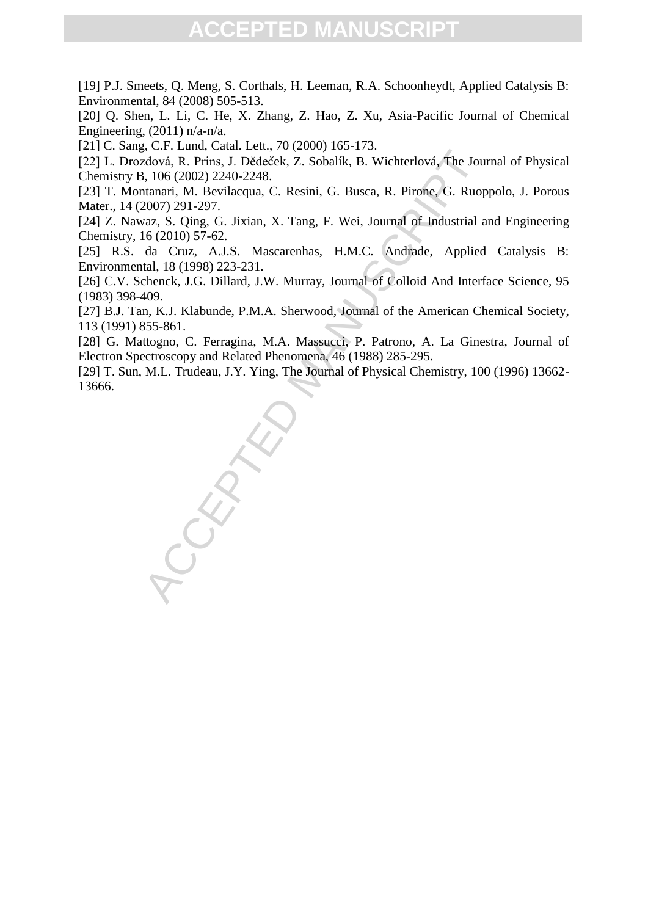[19] P.J. Smeets, Q. Meng, S. Corthals, H. Leeman, R.A. Schoonheydt, Applied Catalysis B: Environmental, 84 (2008) 505-513.

[20] Q. Shen, L. Li, C. He, X. Zhang, Z. Hao, Z. Xu, Asia-Pacific Journal of Chemical Engineering, (2011) n/a-n/a.

[21] C. Sang, C.F. Lund, Catal. Lett., 70 (2000) 165-173.

[22] L. Drozdová, R. Prins, J. Dědeček, Z. Sobalík, B. Wichterlová, The Journal of Physical Chemistry B, 106 (2002) 2240-2248.

[23] T. Montanari, M. Bevilacqua, C. Resini, G. Busca, R. Pirone, G. Ruoppolo, J. Porous Mater., 14 (2007) 291-297.

[24] Z. Nawaz, S. Qing, G. Jixian, X. Tang, F. Wei, Journal of Industrial and Engineering Chemistry, 16 (2010) 57-62.

[25] R.S. da Cruz, A.J.S. Mascarenhas, H.M.C. Andrade, Applied Catalysis B: Environmental, 18 (1998) 223-231.

[26] C.V. Schenck, J.G. Dillard, J.W. Murray, Journal of Colloid And Interface Science, 95 (1983) 398-409.

[27] B.J. Tan, K.J. Klabunde, P.M.A. Sherwood, Journal of the American Chemical Society, 113 (1991) 855-861.

[28] G. Mattogno, C. Ferragina, M.A. Massucci, P. Patrono, A. La Ginestra, Journal of Electron Spectroscopy and Related Phenomena, 46 (1988) 285-295.

[29] T. Sun, M.L. Trudeau, J.Y. Ying, The Journal of Physical Chemistry, 100 (1996) 13662-13666.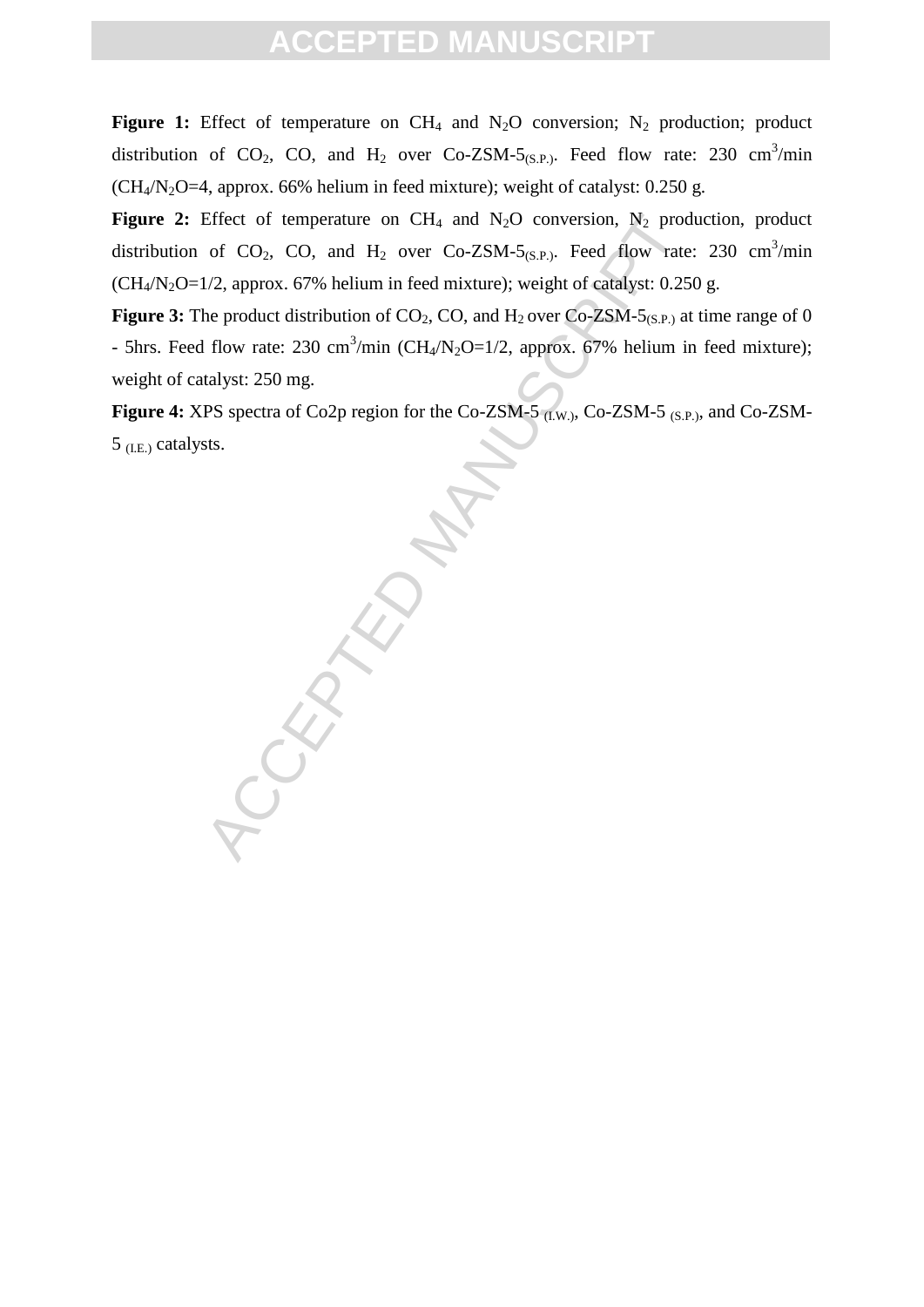**Figure 1:** Effect of temperature on $CH_4$ and $N_2O$ conversion; $N_2$ production; product distribution of $CO_2$, CO, and $H_2$ over Co-ZSM-$5_{(S.P.)}$. Feed flow rate: 230 $cm^3$/min ($CH_4/N_2O$=4, approx. 66% helium in feed mixture); weight of catalyst: 0.250 g.

**Figure 2:** Effect of temperature on $CH_4$ and $N_2O$ conversion, $N_2$ production, product distribution of $CO_2$, CO, and $H_2$ over Co-ZSM-$5_{(S.P.)}$. Feed flow rate: 230 $cm^3$/min ($CH_4/N_2O$=1/2, approx. 67% helium in feed mixture); weight of catalyst: 0.250 g.

**Figure 3:** The product distribution of $CO_2$, CO, and $H_2$ over Co-ZSM-$5_{(S.P.)}$ at time range of 0 - 5hrs. Feed flow rate: 230 $cm^3$/min ($CH_4/N_2O$=1/2, approx. 67% helium in feed mixture); weight of catalyst: 250 mg.

**Figure 4:** XPS spectra of Co2p region for the Co-ZSM-$5_{(I.W.)}$, Co-ZSM-$5_{(S.P.)}$, and Co-ZSM-$5_{(I.E.)}$ catalysts.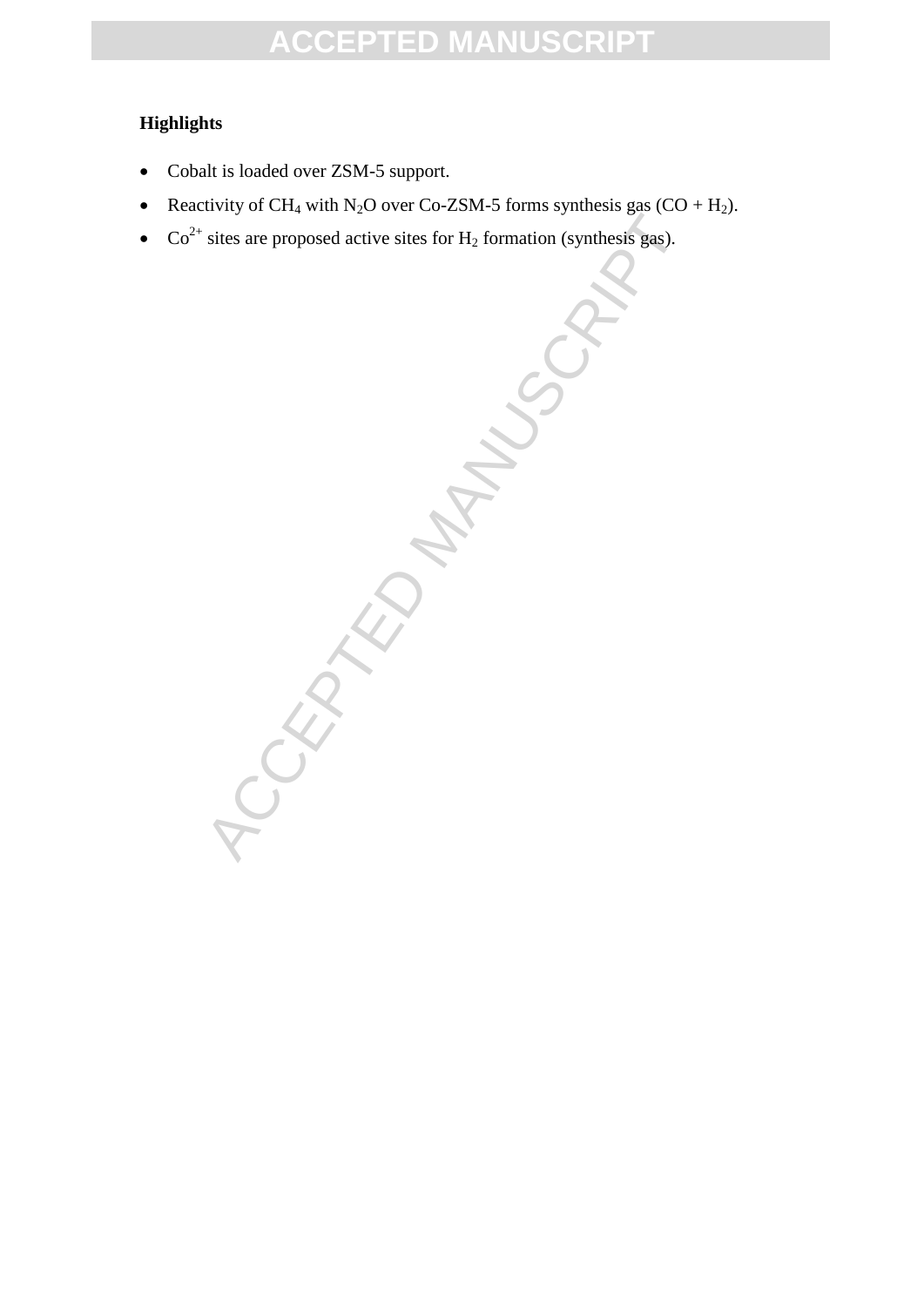**Highlights**

- Cobalt is loaded over ZSM-5 support.
- Reactivity of $CH_4$ with $N_2O$ over Co-ZSM-5 forms synthesis gas ($CO + H_2$).
- $Co^{2+}$ sites are proposed active sites for $H_2$ formation (synthesis gas).